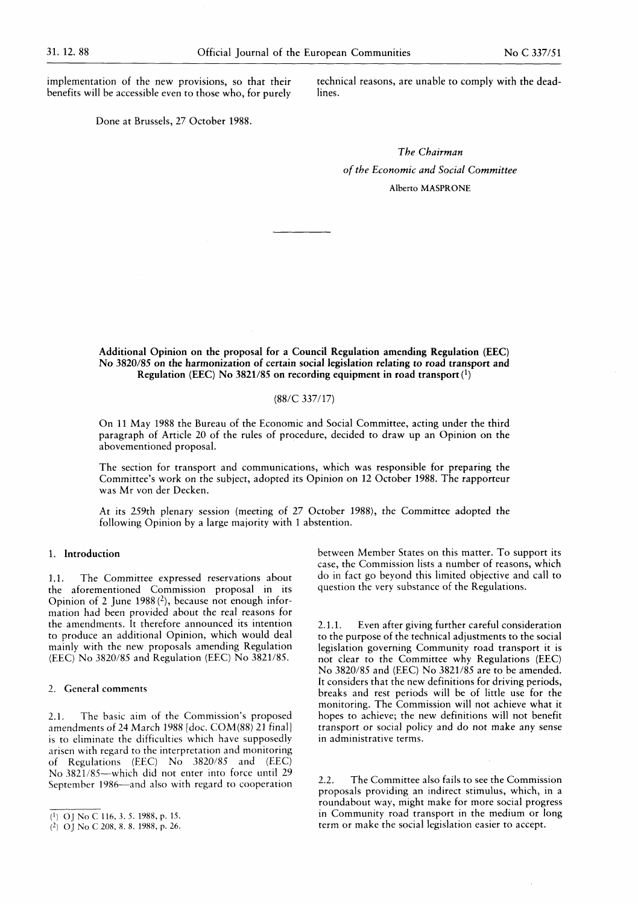implementation of the new provisions, so that their benefits will be accessible even to those who, for purely technical reasons, are unable to comply with the deadlines.

Done at Brussels, 27 October 1988.

*The Chairman*

*of the Economic and Social Committee*

Alberto MASPRONE

---

**Additional Opinion on the proposal for a Council Regulation amending Regulation (EEC) No 3820/85 on the harmonization of certain social legislation relating to road transport and Regulation (EEC) No 3821/85 on recording equipment in road transport** [1]

(88/C 337/17)

On 11 May 1988 the Bureau of the Economic and Social Committee, acting under the third paragraph of Article 20 of the rules of procedure, decided to draw up an Opinion on the abovementioned proposal.

The section for transport and communications, which was responsible for preparing the Committee's work on the subject, adopted its Opinion on 12 October 1988. The rapporteur was Mr von der Decken.

At its 259th plenary session (meeting of 27 October 1988), the Committee adopted the following Opinion by a large majority with 1 abstention.

## 1. Introduction

1.1. The Committee expressed reservations about the aforementioned Commission proposal in its Opinion of 2 June 1988 [2], because not enough information had been provided about the real reasons for the amendments. It therefore announced its intention to produce an additional Opinion, which would deal mainly with the new proposals amending Regulation (EEC) No 3820/85 and Regulation (EEC) No 3821/85.

## 2. General comments

2.1. The basic aim of the Commission's proposed amendments of 24 March 1988 [doc. COM(88) 21 final] is to eliminate the difficulties which have supposedly arisen with regard to the interpretation and monitoring of Regulations (EEC) No 3820/85 and (EEC) No 3821/85—which did not enter into force until 29 September 1986—and also with regard to cooperation between Member States on this matter. To support its case, the Commission lists a number of reasons, which do in fact go beyond this limited objective and call to question the very substance of the Regulations.

2.1.1. Even after giving further careful consideration to the purpose of the technical adjustments to the social legislation governing Community road transport it is not clear to the Committee why Regulations (EEC) No 3820/85 and (EEC) No 3821/85 are to be amended. It considers that the new definitions for driving periods, breaks and rest periods will be of little use for the monitoring. The Commission will not achieve what it hopes to achieve; the new definitions will not benefit transport or social policy and do not make any sense in administrative terms.

2.2. The Committee also fails to see the Commission proposals providing an indirect stimulus, which, in a roundabout way, might make for more social progress in Community road transport in the medium or long term or make the social legislation easier to accept.

---

[1] OJ No C 116, 3. 5. 1988, p. 15.

[2] OJ No C 208, 8. 8. 1988, p. 26.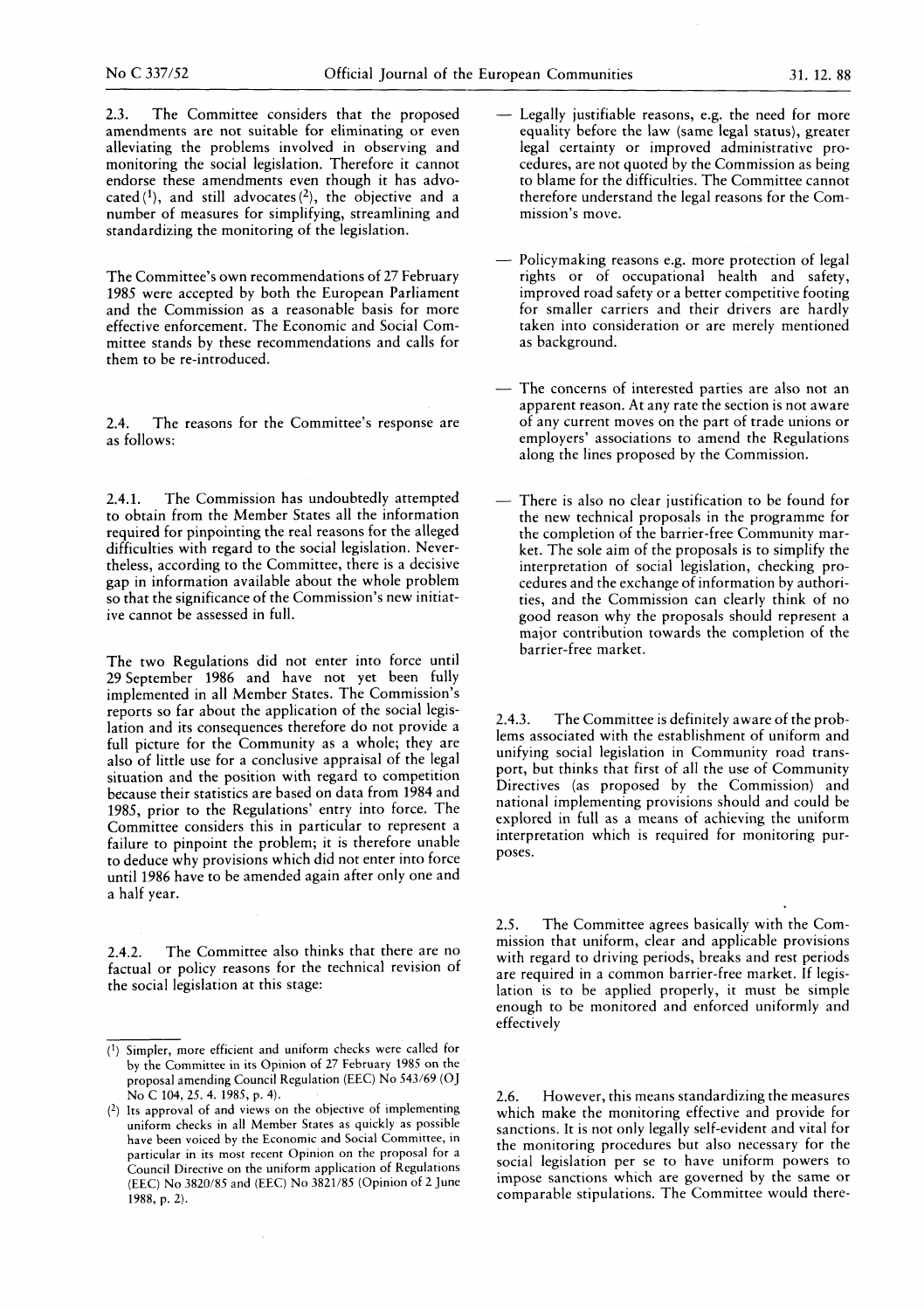2.3. The Committee considers that the proposed amendments are not suitable for eliminating or even alleviating the problems involved in observing and monitoring the social legislation. Therefore it cannot endorse these amendments even though it has advocated [1], and still advocates [2], the objective and a number of measures for simplifying, streamlining and standardizing the monitoring of the legislation.

The Committee's own recommendations of 27 February 1985 were accepted by both the European Parliament and the Commission as a reasonable basis for more effective enforcement. The Economic and Social Committee stands by these recommendations and calls for them to be re-introduced.

2.4. The reasons for the Committee's response are as follows:

2.4.1. The Commission has undoubtedly attempted to obtain from the Member States all the information required for pinpointing the real reasons for the alleged difficulties with regard to the social legislation. Nevertheless, according to the Committee, there is a decisive gap in information available about the whole problem so that the significance of the Commission's new initiative cannot be assessed in full.

The two Regulations did not enter into force until 29 September 1986 and have not yet been fully implemented in all Member States. The Commission's reports so far about the application of the social legislation and its consequences therefore do not provide a full picture for the Community as a whole; they are also of little use for a conclusive appraisal of the legal situation and the position with regard to competition because their statistics are based on data from 1984 and 1985, prior to the Regulations' entry into force. The Committee considers this in particular to represent a failure to pinpoint the problem; it is therefore unable to deduce why provisions which did not enter into force until 1986 have to be amended again after only one and a half year.

2.4.2. The Committee also thinks that there are no factual or policy reasons for the technical revision of the social legislation at this stage:

- Legally justifiable reasons, e.g. the need for more equality before the law (same legal status), greater legal certainty or improved administrative procedures, are not quoted by the Commission as being to blame for the difficulties. The Committee cannot therefore understand the legal reasons for the Commission's move.

- Policymaking reasons e.g. more protection of legal rights or of occupational health and safety, improved road safety or a better competitive footing for smaller carriers and their drivers are hardly taken into consideration or are merely mentioned as background.

- The concerns of interested parties are also not an apparent reason. At any rate the section is not aware of any current moves on the part of trade unions or employers' associations to amend the Regulations along the lines proposed by the Commission.

- There is also no clear justification to be found for the new technical proposals in the programme for the completion of the barrier-free Community market. The sole aim of the proposals is to simplify the interpretation of social legislation, checking procedures and the exchange of information by authorities, and the Commission can clearly think of no good reason why the proposals should represent a major contribution towards the completion of the barrier-free market.

2.4.3. The Committee is definitely aware of the problems associated with the establishment of uniform and unifying social legislation in Community road transport, but thinks that first of all the use of Community Directives (as proposed by the Commission) and national implementing provisions should and could be explored in full as a means of achieving the uniform interpretation which is required for monitoring purposes.

2.5. The Committee agrees basically with the Commission that uniform, clear and applicable provisions with regard to driving periods, breaks and rest periods are required in a common barrier-free market. If legislation is to be applied properly, it must be simple enough to be monitored and enforced uniformly and effectively

2.6. However, this means standardizing the measures which make the monitoring effective and provide for sanctions. It is not only legally self-evident and vital for the monitoring procedures but also necessary for the social legislation per se to have uniform powers to impose sanctions which are governed by the same or comparable stipulations. The Committee would there-

---

[1] Simpler, more efficient and uniform checks were called for by the Committee in its Opinion of 27 February 1985 on the proposal amending Council Regulation (EEC) No 543/69 (OJ No C 104, 25. 4. 1985, p. 4).

[2] Its approval of and views on the objective of implementing uniform checks in all Member States as quickly as possible have been voiced by the Economic and Social Committee, in particular in its most recent Opinion on the proposal for a Council Directive on the uniform application of Regulations (EEC) No 3820/85 and (EEC) No 3821/85 (Opinion of 2 June 1988, p. 2).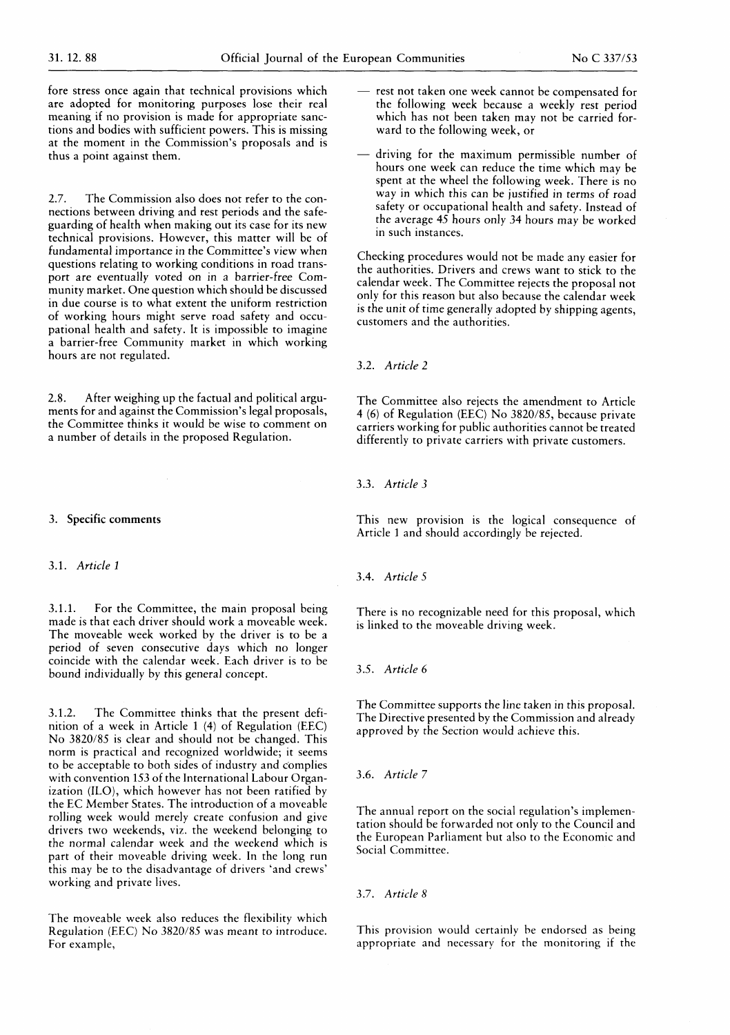fore stress once again that technical provisions which are adopted for monitoring purposes lose their real meaning if no provision is made for appropriate sanctions and bodies with sufficient powers. This is missing at the moment in the Commission's proposals and is thus a point against them.

2.7. The Commission also does not refer to the connections between driving and rest periods and the safeguarding of health when making out its case for its new technical provisions. However, this matter will be of fundamental importance in the Committee's view when questions relating to working conditions in road transport are eventually voted on in a barrier-free Community market. One question which should be discussed in due course is to what extent the uniform restriction of working hours might serve road safety and occupational health and safety. It is impossible to imagine a barrier-free Community market in which working hours are not regulated.

2.8. After weighing up the factual and political arguments for and against the Commission's legal proposals, the Committee thinks it would be wise to comment on a number of details in the proposed Regulation.

## 3. Specific comments

### 3.1. *Article 1*

3.1.1. For the Committee, the main proposal being made is that each driver should work a moveable week. The moveable week worked by the driver is to be a period of seven consecutive days which no longer coincide with the calendar week. Each driver is to be bound individually by this general concept.

3.1.2. The Committee thinks that the present definition of a week in Article 1 (4) of Regulation (EEC) No 3820/85 is clear and should not be changed. This norm is practical and recognized worldwide; it seems to be acceptable to both sides of industry and complies with convention 153 of the International Labour Organization (ILO), which however has not been ratified by the EC Member States. The introduction of a moveable rolling week would merely create confusion and give drivers two weekends, viz. the weekend belonging to the normal calendar week and the weekend which is part of their moveable driving week. In the long run this may be to the disadvantage of drivers 'and crews' working and private lives.

The moveable week also reduces the flexibility which Regulation (EEC) No 3820/85 was meant to introduce. For example,

- rest not taken one week cannot be compensated for the following week because a weekly rest period which has not been taken may not be carried forward to the following week, or
- driving for the maximum permissible number of hours one week can reduce the time which may be spent at the wheel the following week. There is no way in which this can be justified in terms of road safety or occupational health and safety. Instead of the average 45 hours only 34 hours may be worked in such instances.

Checking procedures would not be made any easier for the authorities. Drivers and crews want to stick to the calendar week. The Committee rejects the proposal not only for this reason but also because the calendar week is the unit of time generally adopted by shipping agents, customers and the authorities.

### 3.2. *Article 2*

The Committee also rejects the amendment to Article 4 (6) of Regulation (EEC) No 3820/85, because private carriers working for public authorities cannot be treated differently to private carriers with private customers.

### 3.3. *Article 3*

This new provision is the logical consequence of Article 1 and should accordingly be rejected.

### 3.4. *Article 5*

There is no recognizable need for this proposal, which is linked to the moveable driving week.

### 3.5. *Article 6*

The Committee supports the line taken in this proposal. The Directive presented by the Commission and already approved by the Section would achieve this.

### 3.6. *Article 7*

The annual report on the social regulation's implementation should be forwarded not only to the Council and the European Parliament but also to the Economic and Social Committee.

### 3.7. *Article 8*

This provision would certainly be endorsed as being appropriate and necessary for the monitoring if the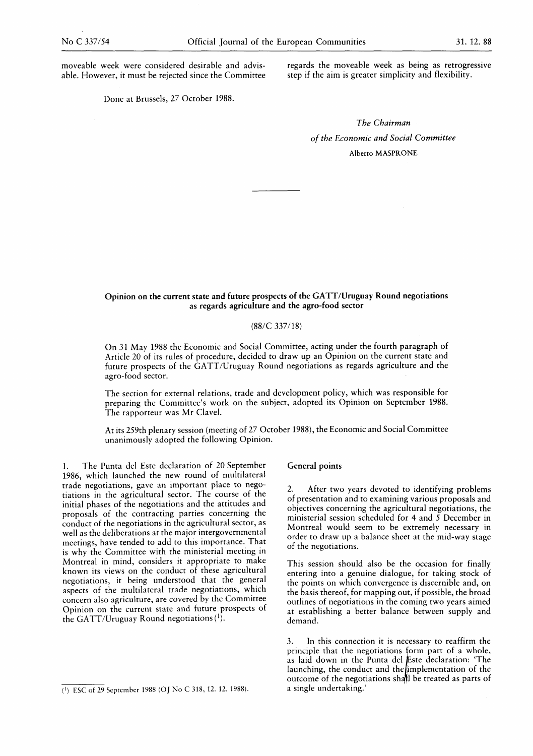moveable week were considered desirable and advisable. However, it must be rejected since the Committee regards the moveable week as being as retrogressive step if the aim is greater simplicity and flexibility.

Done at Brussels, 27 October 1988.

*The Chairman*

*of the Economic and Social Committee*

Alberto MASPRONE

---

**Opinion on the current state and future prospects of the GATT/Uruguay Round negotiations as regards agriculture and the agro-food sector**

(88/C 337/18)

On 31 May 1988 the Economic and Social Committee, acting under the fourth paragraph of Article 20 of its rules of procedure, decided to draw up an Opinion on the current state and future prospects of the GATT/Uruguay Round negotiations as regards agriculture and the agro-food sector.

The section for external relations, trade and development policy, which was responsible for preparing the Committee's work on the subject, adopted its Opinion on September 1988. The rapporteur was Mr Clavel.

At its 259th plenary session (meeting of 27 October 1988), the Economic and Social Committee unanimously adopted the following Opinion.

1. The Punta del Este declaration of 20 September 1986, which launched the new round of multilateral trade negotiations, gave an important place to negotiations in the agricultural sector. The course of the initial phases of the negotiations and the attitudes and proposals of the contracting parties concerning the conduct of the negotiations in the agricultural sector, as well as the deliberations at the major intergovernmental meetings, have tended to add to this importance. That is why the Committee with the ministerial meeting in Montreal in mind, considers it appropriate to make known its views on the conduct of these agricultural negotiations, it being understood that the general aspects of the multilateral trade negotiations, which concern also agriculture, are covered by the Committee Opinion on the current state and future prospects of the GATT/Uruguay Round negotiations [1].

**General points**

2. After two years devoted to identifying problems of presentation and to examining various proposals and objectives concerning the agricultural negotiations, the ministerial session scheduled for 4 and 5 December in Montreal would seem to be extremely necessary in order to draw up a balance sheet at the mid-way stage of the negotiations.

This session should also be the occasion for finally entering into a genuine dialogue, for taking stock of the points on which convergence is discernible and, on the basis thereof, for mapping out, if possible, the broad outlines of negotiations in the coming two years aimed at establishing a better balance between supply and demand.

3. In this connection it is necessary to reaffirm the principle that the negotiations form part of a whole, as laid down in the Punta del Este declaration: 'The launching, the conduct and the implementation of the outcome of the negotiations shall be treated as parts of a single undertaking.'

---

[1] ESC of 29 September 1988 (OJ No C 318, 12. 12. 1988).